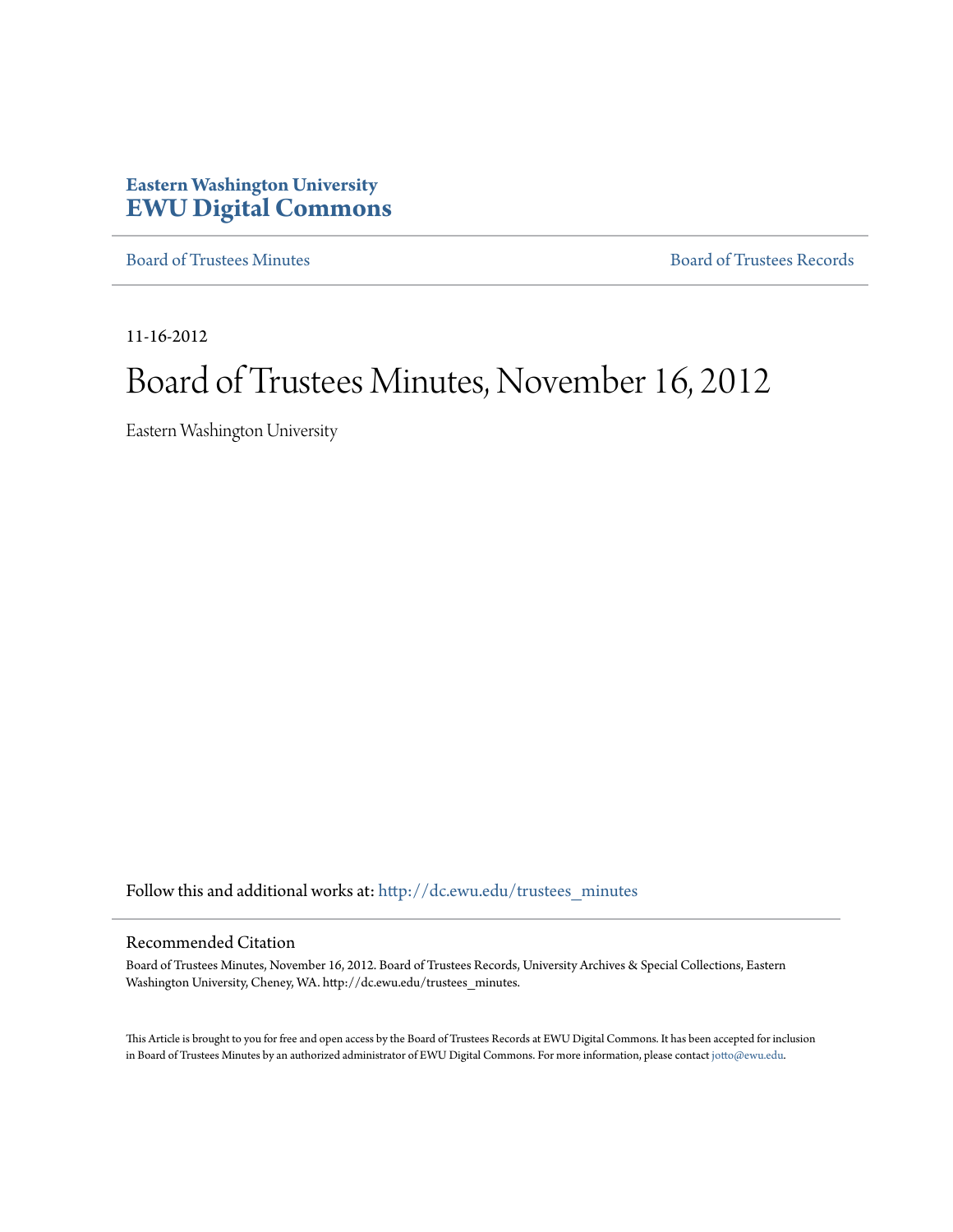Eastern Washington University
**EWU Digital Commons**

Board of Trustees Minutes | Board of Trustees Records

11-16-2012

# Board of Trustees Minutes, November 16, 2012

Eastern Washington University

Follow this and additional works at: http://dc.ewu.edu/trustees_minutes

## Recommended Citation

Board of Trustees Minutes, November 16, 2012. Board of Trustees Records, University Archives & Special Collections, Eastern Washington University, Cheney, WA. http://dc.ewu.edu/trustees_minutes.

This Article is brought to you for free and open access by the Board of Trustees Records at EWU Digital Commons. It has been accepted for inclusion in Board of Trustees Minutes by an authorized administrator of EWU Digital Commons. For more information, please contact jotto@ewu.edu.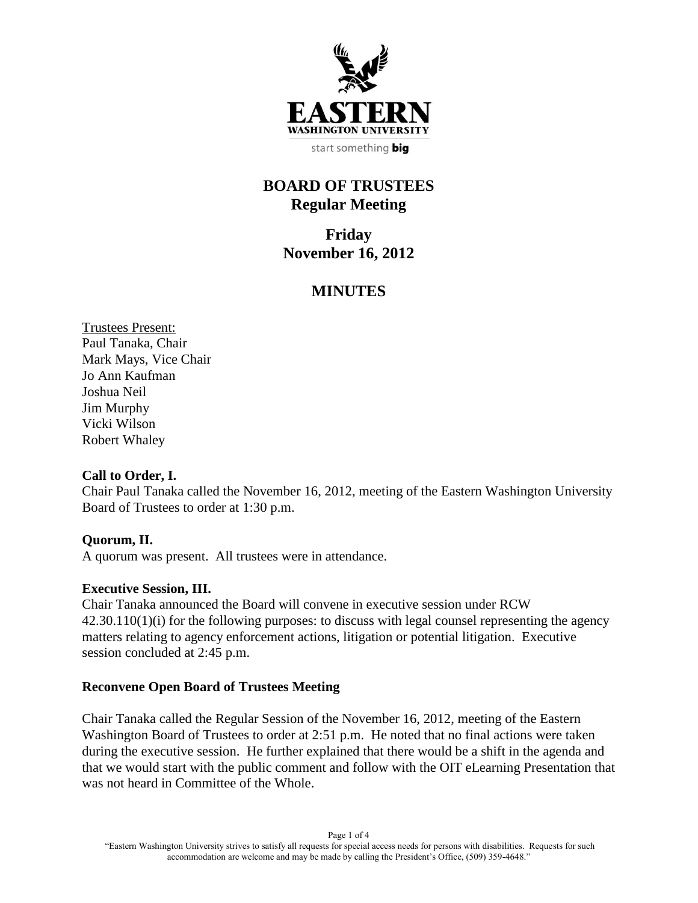# BOARD OF TRUSTEES
## Regular Meeting

## Friday
## November 16, 2012

## MINUTES

Trustees Present:
Paul Tanaka, Chair
Mark Mays, Vice Chair
Jo Ann Kaufman
Joshua Neil
Jim Murphy
Vicki Wilson
Robert Whaley

**Call to Order, I.**
Chair Paul Tanaka called the November 16, 2012, meeting of the Eastern Washington University Board of Trustees to order at 1:30 p.m.

**Quorum, II.**
A quorum was present. All trustees were in attendance.

**Executive Session, III.**
Chair Tanaka announced the Board will convene in executive session under RCW 42.30.110(1)(i) for the following purposes: to discuss with legal counsel representing the agency matters relating to agency enforcement actions, litigation or potential litigation. Executive session concluded at 2:45 p.m.

**Reconvene Open Board of Trustees Meeting**

Chair Tanaka called the Regular Session of the November 16, 2012, meeting of the Eastern Washington Board of Trustees to order at 2:51 p.m. He noted that no final actions were taken during the executive session. He further explained that there would be a shift in the agenda and that we would start with the public comment and follow with the OIT eLearning Presentation that was not heard in Committee of the Whole.

"Eastern Washington University strives to satisfy all requests for special access needs for persons with disabilities. Requests for such accommodation are welcome and may be made by calling the President's Office, (509) 359-4648."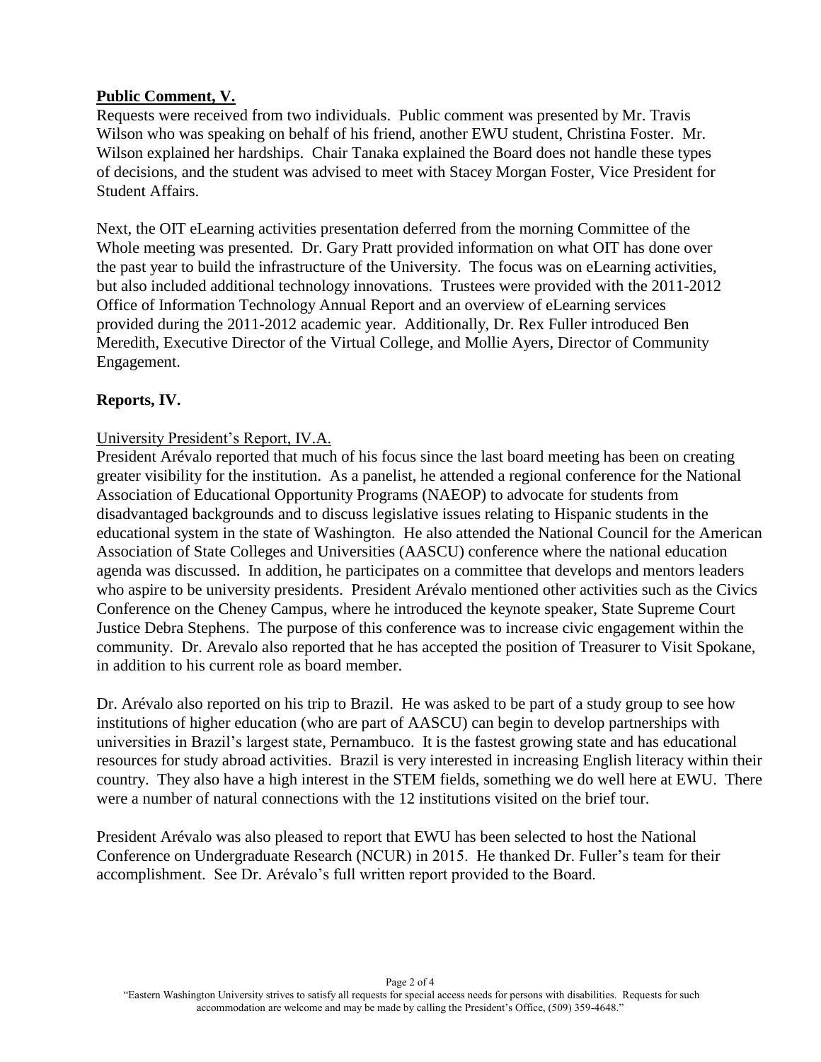**Public Comment, V.**

Requests were received from two individuals. Public comment was presented by Mr. Travis Wilson who was speaking on behalf of his friend, another EWU student, Christina Foster. Mr. Wilson explained her hardships. Chair Tanaka explained the Board does not handle these types of decisions, and the student was advised to meet with Stacey Morgan Foster, Vice President for Student Affairs.

Next, the OIT eLearning activities presentation deferred from the morning Committee of the Whole meeting was presented. Dr. Gary Pratt provided information on what OIT has done over the past year to build the infrastructure of the University. The focus was on eLearning activities, but also included additional technology innovations. Trustees were provided with the 2011-2012 Office of Information Technology Annual Report and an overview of eLearning services provided during the 2011-2012 academic year. Additionally, Dr. Rex Fuller introduced Ben Meredith, Executive Director of the Virtual College, and Mollie Ayers, Director of Community Engagement.

**Reports, IV.**

University President's Report, IV.A.

President Arévalo reported that much of his focus since the last board meeting has been on creating greater visibility for the institution. As a panelist, he attended a regional conference for the National Association of Educational Opportunity Programs (NAEOP) to advocate for students from disadvantaged backgrounds and to discuss legislative issues relating to Hispanic students in the educational system in the state of Washington. He also attended the National Council for the American Association of State Colleges and Universities (AASCU) conference where the national education agenda was discussed. In addition, he participates on a committee that develops and mentors leaders who aspire to be university presidents. President Arévalo mentioned other activities such as the Civics Conference on the Cheney Campus, where he introduced the keynote speaker, State Supreme Court Justice Debra Stephens. The purpose of this conference was to increase civic engagement within the community. Dr. Arevalo also reported that he has accepted the position of Treasurer to Visit Spokane, in addition to his current role as board member.

Dr. Arévalo also reported on his trip to Brazil. He was asked to be part of a study group to see how institutions of higher education (who are part of AASCU) can begin to develop partnerships with universities in Brazil's largest state, Pernambuco. It is the fastest growing state and has educational resources for study abroad activities. Brazil is very interested in increasing English literacy within their country. They also have a high interest in the STEM fields, something we do well here at EWU. There were a number of natural connections with the 12 institutions visited on the brief tour.

President Arévalo was also pleased to report that EWU has been selected to host the National Conference on Undergraduate Research (NCUR) in 2015. He thanked Dr. Fuller's team for their accomplishment. See Dr. Arévalo's full written report provided to the Board.

"Eastern Washington University strives to satisfy all requests for special access needs for persons with disabilities. Requests for such accommodation are welcome and may be made by calling the President's Office, (509) 359-4648."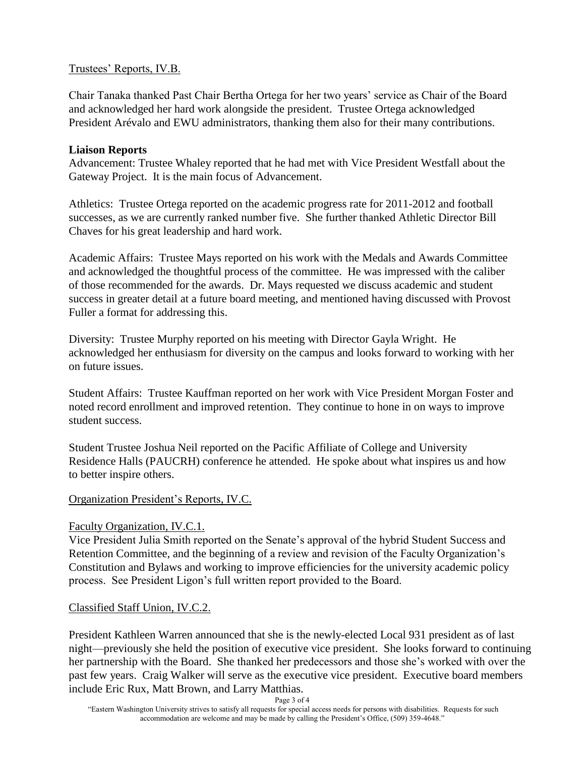Trustees' Reports, IV.B.

Chair Tanaka thanked Past Chair Bertha Ortega for her two years' service as Chair of the Board and acknowledged her hard work alongside the president. Trustee Ortega acknowledged President Arévalo and EWU administrators, thanking them also for their many contributions.

**Liaison Reports**

Advancement: Trustee Whaley reported that he had met with Vice President Westfall about the Gateway Project. It is the main focus of Advancement.

Athletics: Trustee Ortega reported on the academic progress rate for 2011-2012 and football successes, as we are currently ranked number five. She further thanked Athletic Director Bill Chaves for his great leadership and hard work.

Academic Affairs: Trustee Mays reported on his work with the Medals and Awards Committee and acknowledged the thoughtful process of the committee. He was impressed with the caliber of those recommended for the awards. Dr. Mays requested we discuss academic and student success in greater detail at a future board meeting, and mentioned having discussed with Provost Fuller a format for addressing this.

Diversity: Trustee Murphy reported on his meeting with Director Gayla Wright. He acknowledged her enthusiasm for diversity on the campus and looks forward to working with her on future issues.

Student Affairs: Trustee Kauffman reported on her work with Vice President Morgan Foster and noted record enrollment and improved retention. They continue to hone in on ways to improve student success.

Student Trustee Joshua Neil reported on the Pacific Affiliate of College and University Residence Halls (PAUCRH) conference he attended. He spoke about what inspires us and how to better inspire others.

Organization President's Reports, IV.C.

Faculty Organization, IV.C.1.

Vice President Julia Smith reported on the Senate's approval of the hybrid Student Success and Retention Committee, and the beginning of a review and revision of the Faculty Organization's Constitution and Bylaws and working to improve efficiencies for the university academic policy process. See President Ligon's full written report provided to the Board.

Classified Staff Union, IV.C.2.

President Kathleen Warren announced that she is the newly-elected Local 931 president as of last night—previously she held the position of executive vice president. She looks forward to continuing her partnership with the Board. She thanked her predecessors and those she's worked with over the past few years. Craig Walker will serve as the executive vice president. Executive board members include Eric Rux, Matt Brown, and Larry Matthias.

"Eastern Washington University strives to satisfy all requests for special access needs for persons with disabilities. Requests for such accommodation are welcome and may be made by calling the President's Office, (509) 359-4648."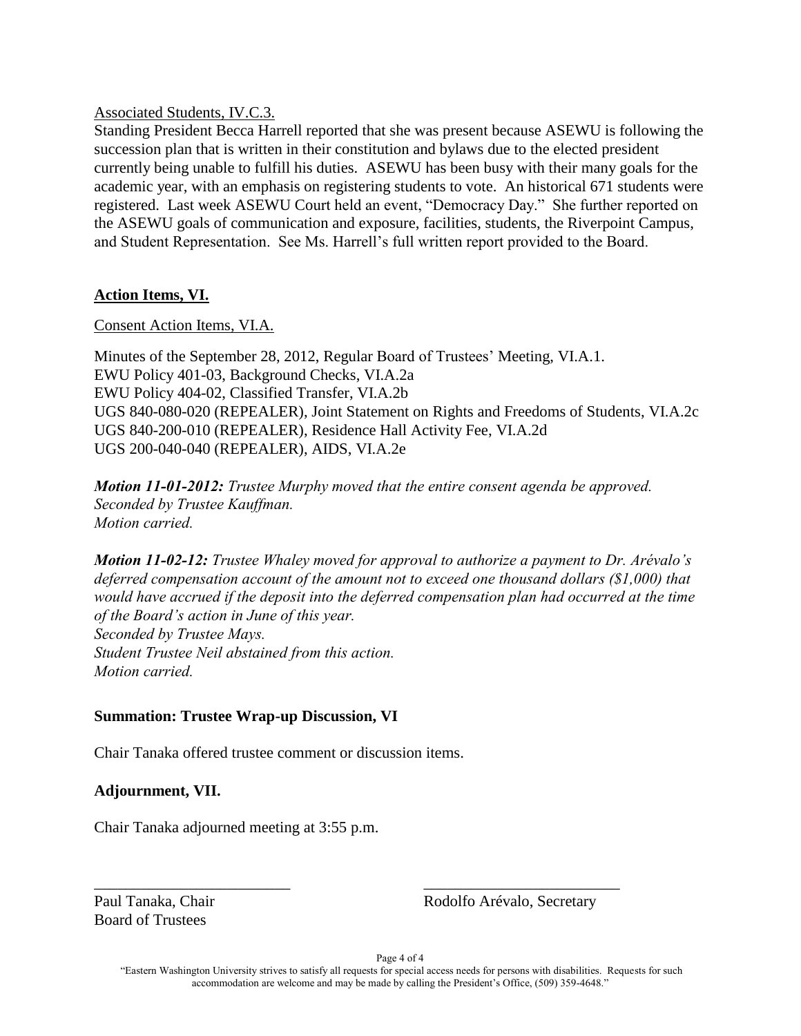Associated Students, IV.C.3.

Standing President Becca Harrell reported that she was present because ASEWU is following the succession plan that is written in their constitution and bylaws due to the elected president currently being unable to fulfill his duties. ASEWU has been busy with their many goals for the academic year, with an emphasis on registering students to vote. An historical 671 students were registered. Last week ASEWU Court held an event, "Democracy Day." She further reported on the ASEWU goals of communication and exposure, facilities, students, the Riverpoint Campus, and Student Representation. See Ms. Harrell's full written report provided to the Board.

## Action Items, VI.

Consent Action Items, VI.A.

Minutes of the September 28, 2012, Regular Board of Trustees' Meeting, VI.A.1.
EWU Policy 401-03, Background Checks, VI.A.2a
EWU Policy 404-02, Classified Transfer, VI.A.2b
UGS 840-080-020 (REPEALER), Joint Statement on Rights and Freedoms of Students, VI.A.2c
UGS 840-200-010 (REPEALER), Residence Hall Activity Fee, VI.A.2d
UGS 200-040-040 (REPEALER), AIDS, VI.A.2e

***Motion 11-01-2012:*** *Trustee Murphy moved that the entire consent agenda be approved.*
*Seconded by Trustee Kauffman.*
*Motion carried.*

***Motion 11-02-12:*** *Trustee Whaley moved for approval to authorize a payment to Dr. Arévalo's deferred compensation account of the amount not to exceed one thousand dollars ($1,000) that would have accrued if the deposit into the deferred compensation plan had occurred at the time of the Board's action in June of this year.*
*Seconded by Trustee Mays.*
*Student Trustee Neil abstained from this action.*
*Motion carried.*

## Summation: Trustee Wrap-up Discussion, VI

Chair Tanaka offered trustee comment or discussion items.

## Adjournment, VII.

Chair Tanaka adjourned meeting at 3:55 p.m.

\_\_\_\_\_\_\_\_\_\_\_\_\_\_\_\_\_\_\_\_\_\_\_\_\_
Paul Tanaka, Chair
Board of Trustees

\_\_\_\_\_\_\_\_\_\_\_\_\_\_\_\_\_\_\_\_\_\_\_\_\_
Rodolfo Arévalo, Secretary

"Eastern Washington University strives to satisfy all requests for special access needs for persons with disabilities. Requests for such accommodation are welcome and may be made by calling the President's Office, (509) 359-4648."